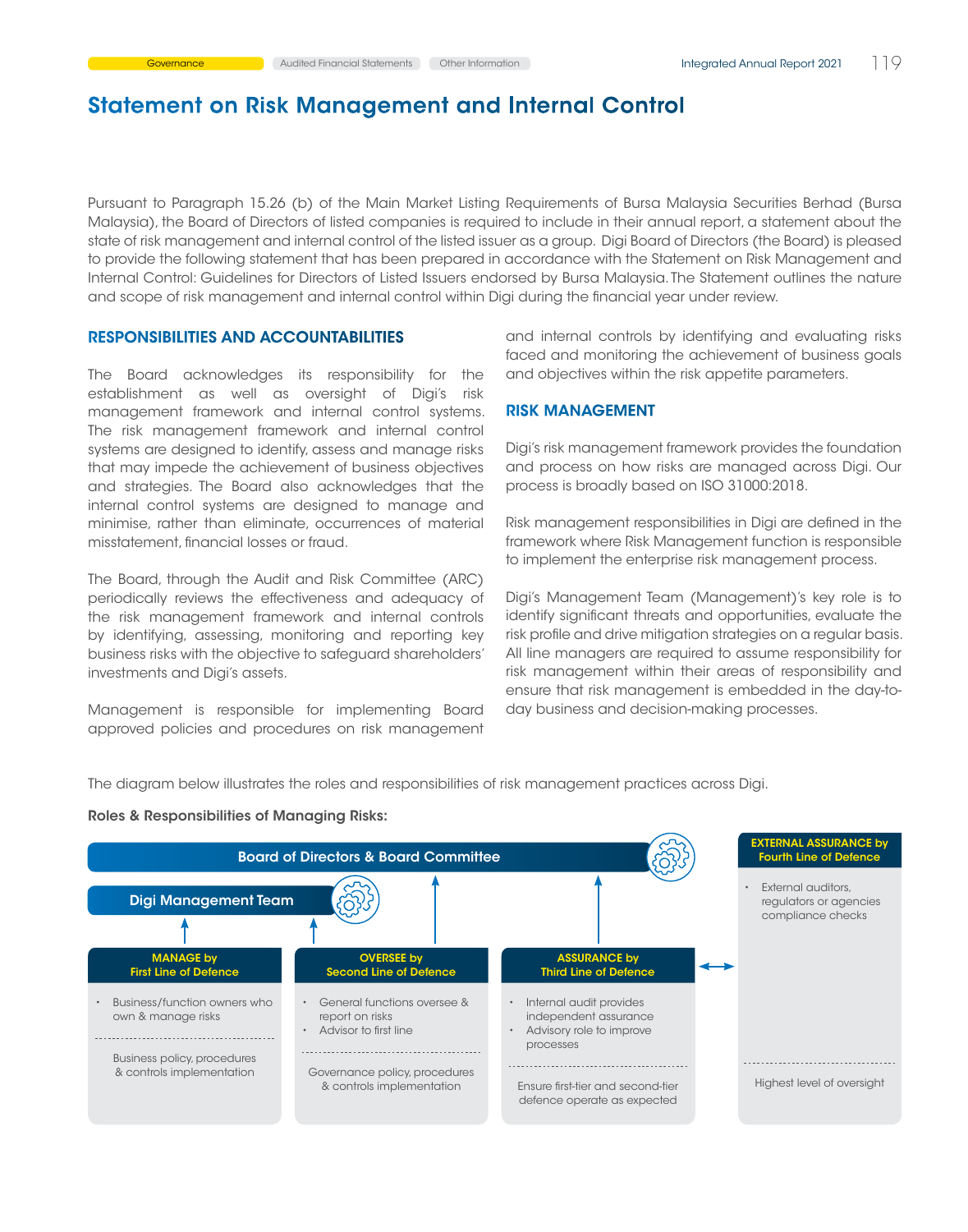# Statement on Risk Management and Internal Control

Pursuant to Paragraph 15.26 (b) of the Main Market Listing Requirements of Bursa Malaysia Securities Berhad (Bursa Malaysia), the Board of Directors of listed companies is required to include in their annual report, a statement about the state of risk management and internal control of the listed issuer as a group. Digi Board of Directors (the Board) is pleased to provide the following statement that has been prepared in accordance with the Statement on Risk Management and Internal Control: Guidelines for Directors of Listed Issuers endorsed by Bursa Malaysia. The Statement outlines the nature and scope of risk management and internal control within Digi during the financial year under review.

## RESPONSIBILITIES AND ACCOUNTABILITIES

The Board acknowledges its responsibility for the establishment as well as oversight of Digi's risk management framework and internal control systems. The risk management framework and internal control systems are designed to identify, assess and manage risks that may impede the achievement of business objectives and strategies. The Board also acknowledges that the internal control systems are designed to manage and minimise, rather than eliminate, occurrences of material misstatement, financial losses or fraud.

The Board, through the Audit and Risk Committee (ARC) periodically reviews the effectiveness and adequacy of the risk management framework and internal controls by identifying, assessing, monitoring and reporting key business risks with the objective to safeguard shareholders' investments and Digi's assets.

Management is responsible for implementing Board approved policies and procedures on risk management and internal controls by identifying and evaluating risks faced and monitoring the achievement of business goals and objectives within the risk appetite parameters.

## RISK MANAGEMENT

Digi's risk management framework provides the foundation and process on how risks are managed across Digi. Our process is broadly based on ISO 31000:2018.

Risk management responsibilities in Digi are defined in the framework where Risk Management function is responsible to implement the enterprise risk management process.

Digi's Management Team (Management)'s key role is to identify significant threats and opportunities, evaluate the risk profile and drive mitigation strategies on a regular basis. All line managers are required to assume responsibility for risk management within their areas of responsibility and ensure that risk management is embedded in the day-to-day business and decision-making processes.

The diagram below illustrates the roles and responsibilities of risk management practices across Digi.

**Roles & Responsibilities of Managing Risks:**

Board of Directors & Board Committee

Digi Management Team

| MANAGE by First Line of Defence | OVERSEE by Second Line of Defence | ASSURANCE by Third Line of Defence | EXTERNAL ASSURANCE by Fourth Line of Defence |
|---|---|---|---|
| • Business/function owners who own & manage risks | • General functions oversee & report on risks<br>• Advisor to first line | • Internal audit provides independent assurance<br>• Advisory role to improve processes | • External auditors, regulators or agencies compliance checks |
| Business policy, procedures & controls implementation | Governance policy, procedures & controls implementation | Ensure first-tier and second-tier defence operate as expected | Highest level of oversight |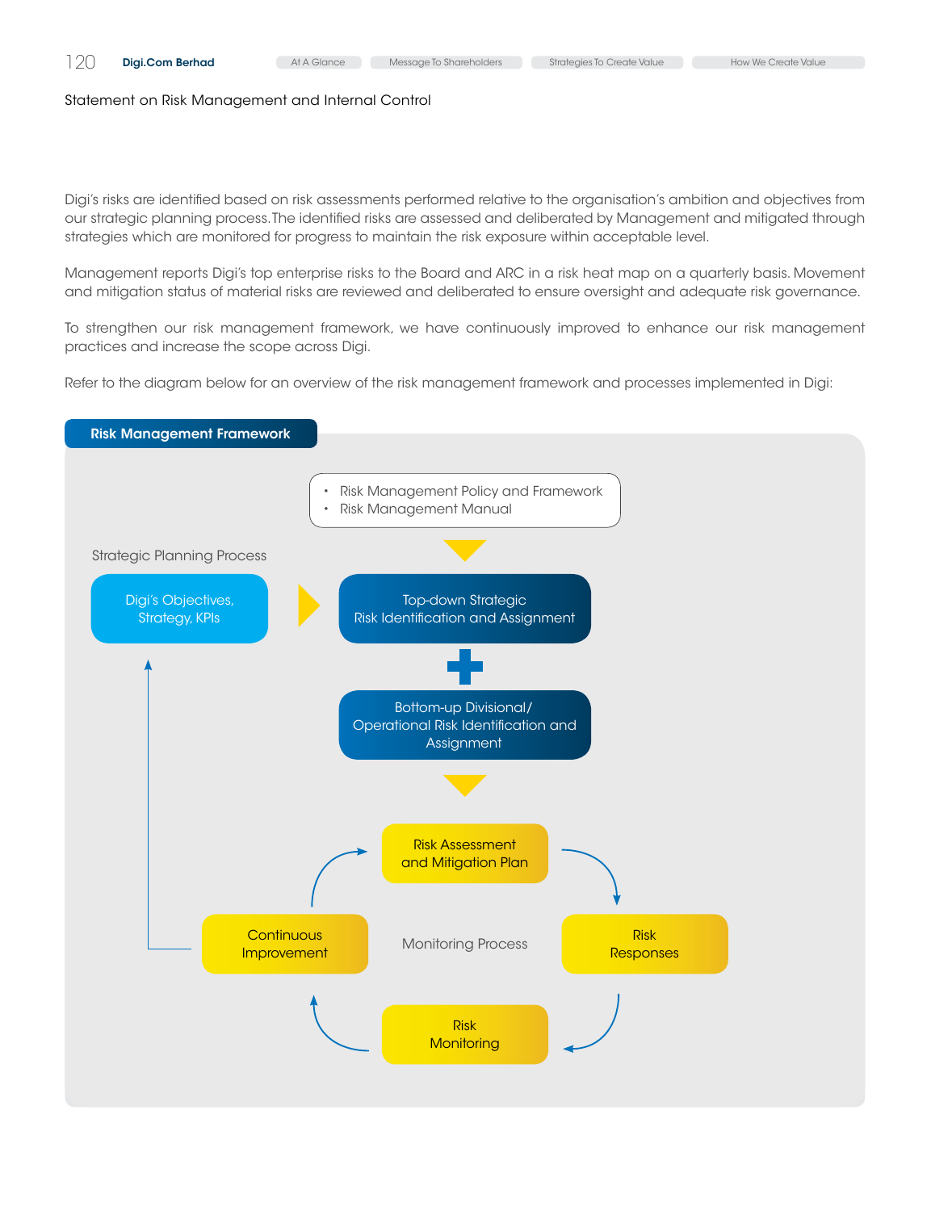Statement on Risk Management and Internal Control

Digi's risks are identified based on risk assessments performed relative to the organisation's ambition and objectives from our strategic planning process. The identified risks are assessed and deliberated by Management and mitigated through strategies which are monitored for progress to maintain the risk exposure within acceptable level.

Management reports Digi's top enterprise risks to the Board and ARC in a risk heat map on a quarterly basis. Movement and mitigation status of material risks are reviewed and deliberated to ensure oversight and adequate risk governance.

To strengthen our risk management framework, we have continuously improved to enhance our risk management practices and increase the scope across Digi.

Refer to the diagram below for an overview of the risk management framework and processes implemented in Digi:

## Risk Management Framework

- Risk Management Policy and Framework
- Risk Management Manual

Strategic Planning Process

Digi's Objectives, Strategy, KPIs

Top-down Strategic Risk Identification and Assignment

Bottom-up Divisional/ Operational Risk Identification and Assignment

Risk Assessment and Mitigation Plan

Risk Responses

Risk Monitoring

Continuous Improvement

Monitoring Process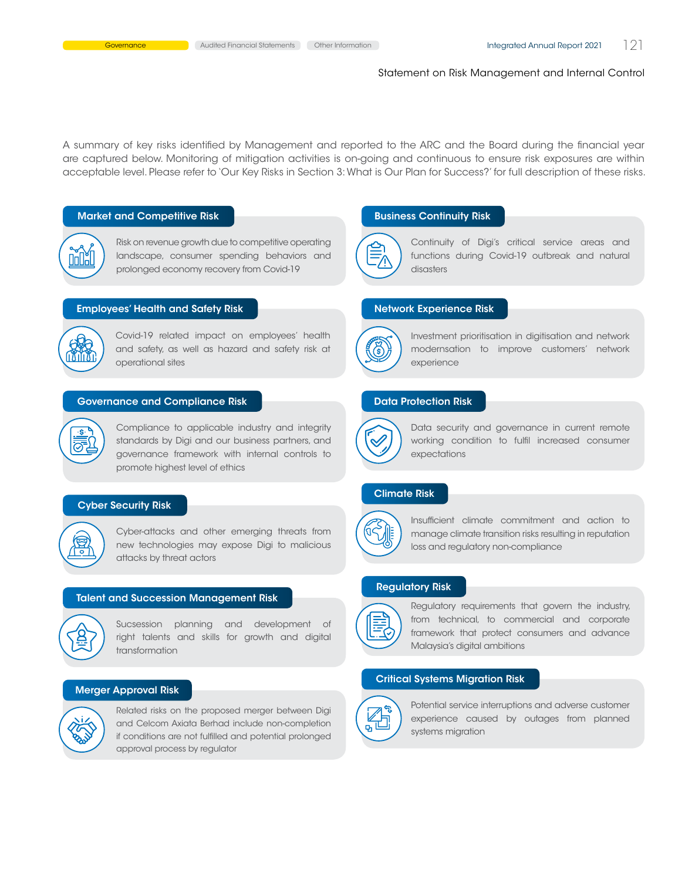## Statement on Risk Management and Internal Control

A summary of key risks identified by Management and reported to the ARC and the Board during the financial year are captured below. Monitoring of mitigation activities is on-going and continuous to ensure risk exposures are within acceptable level. Please refer to 'Our Key Risks in Section 3: What is Our Plan for Success?' for full description of these risks.

### Market and Competitive Risk

Risk on revenue growth due to competitive operating landscape, consumer spending behaviors and prolonged economy recovery from Covid-19

### Employees' Health and Safety Risk

Covid-19 related impact on employees' health and safety, as well as hazard and safety risk at operational sites

### Governance and Compliance Risk

Compliance to applicable industry and integrity standards by Digi and our business partners, and governance framework with internal controls to promote highest level of ethics

### Cyber Security Risk

Cyber-attacks and other emerging threats from new technologies may expose Digi to malicious attacks by threat actors

### Talent and Succession Management Risk

Sucsession planning and development of right talents and skills for growth and digital transformation

### Merger Approval Risk

Related risks on the proposed merger between Digi and Celcom Axiata Berhad include non-completion if conditions are not fulfilled and potential prolonged approval process by regulator

### Business Continuity Risk

Continuity of Digi's critical service areas and functions during Covid-19 outbreak and natural disasters

### Network Experience Risk

Investment prioritisation in digitisation and network modernsation to improve customers' network experience

### Data Protection Risk

Data security and governance in current remote working condition to fulfil increased consumer expectations

### Climate Risk

Insufficient climate commitment and action to manage climate transition risks resulting in reputation loss and regulatory non-compliance

### Regulatory Risk

Regulatory requirements that govern the industry, from technical, to commercial and corporate framework that protect consumers and advance Malaysia's digital ambitions

### Critical Systems Migration Risk

Potential service interruptions and adverse customer experience caused by outages from planned systems migration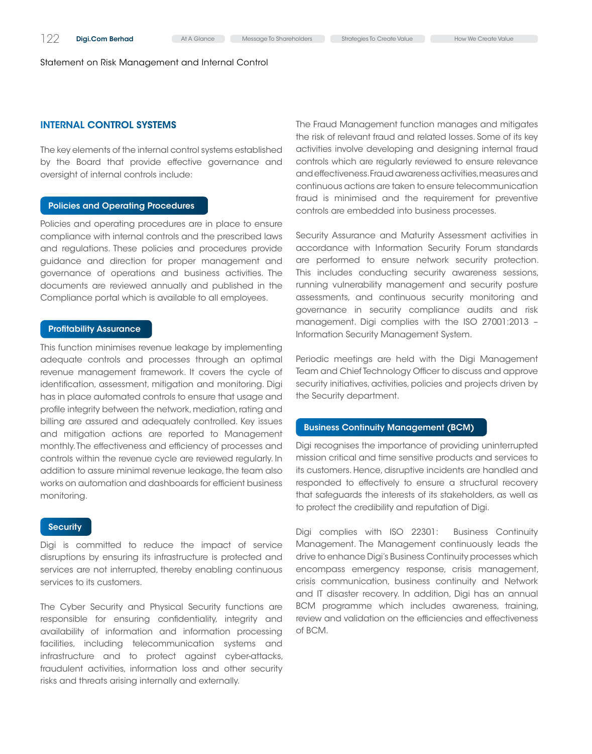Statement on Risk Management and Internal Control

## INTERNAL CONTROL SYSTEMS

The key elements of the internal control systems established by the Board that provide effective governance and oversight of internal controls include:

### Policies and Operating Procedures

Policies and operating procedures are in place to ensure compliance with internal controls and the prescribed laws and regulations. These policies and procedures provide guidance and direction for proper management and governance of operations and business activities. The documents are reviewed annually and published in the Compliance portal which is available to all employees.

### Profitability Assurance

This function minimises revenue leakage by implementing adequate controls and processes through an optimal revenue management framework. It covers the cycle of identification, assessment, mitigation and monitoring. Digi has in place automated controls to ensure that usage and profile integrity between the network, mediation, rating and billing are assured and adequately controlled. Key issues and mitigation actions are reported to Management monthly. The effectiveness and efficiency of processes and controls within the revenue cycle are reviewed regularly. In addition to assure minimal revenue leakage, the team also works on automation and dashboards for efficient business monitoring.

### Security

Digi is committed to reduce the impact of service disruptions by ensuring its infrastructure is protected and services are not interrupted, thereby enabling continuous services to its customers.

The Cyber Security and Physical Security functions are responsible for ensuring confidentiality, integrity and availability of information and information processing facilities, including telecommunication systems and infrastructure and to protect against cyber-attacks, fraudulent activities, information loss and other security risks and threats arising internally and externally.

The Fraud Management function manages and mitigates the risk of relevant fraud and related losses. Some of its key activities involve developing and designing internal fraud controls which are regularly reviewed to ensure relevance and effectiveness. Fraud awareness activities, measures and continuous actions are taken to ensure telecommunication fraud is minimised and the requirement for preventive controls are embedded into business processes.

Security Assurance and Maturity Assessment activities in accordance with Information Security Forum standards are performed to ensure network security protection. This includes conducting security awareness sessions, running vulnerability management and security posture assessments, and continuous security monitoring and governance in security compliance audits and risk management. Digi complies with the ISO 27001:2013 – Information Security Management System.

Periodic meetings are held with the Digi Management Team and Chief Technology Officer to discuss and approve security initiatives, activities, policies and projects driven by the Security department.

### Business Continuity Management (BCM)

Digi recognises the importance of providing uninterrupted mission critical and time sensitive products and services to its customers. Hence, disruptive incidents are handled and responded to effectively to ensure a structural recovery that safeguards the interests of its stakeholders, as well as to protect the credibility and reputation of Digi.

Digi complies with ISO 22301: Business Continuity Management. The Management continuously leads the drive to enhance Digi's Business Continuity processes which encompass emergency response, crisis management, crisis communication, business continuity and Network and IT disaster recovery. In addition, Digi has an annual BCM programme which includes awareness, training, review and validation on the efficiencies and effectiveness of BCM.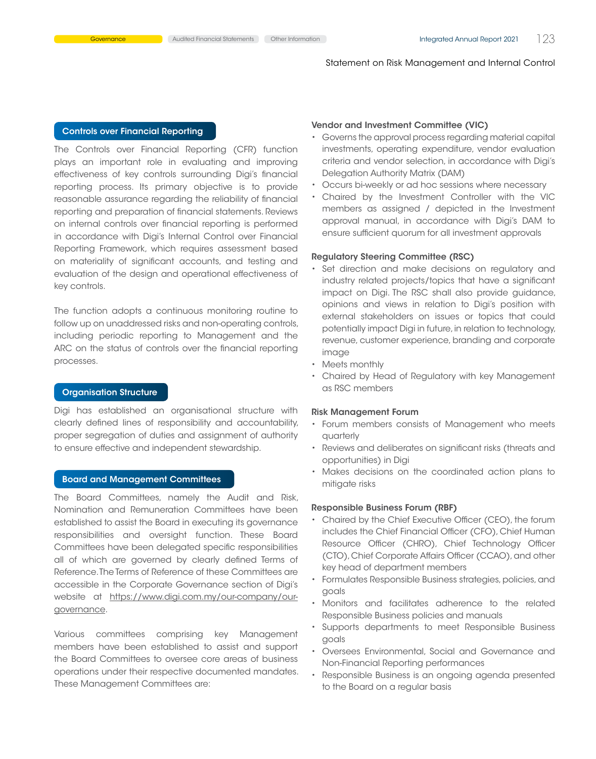## Controls over Financial Reporting

The Controls over Financial Reporting (CFR) function plays an important role in evaluating and improving effectiveness of key controls surrounding Digi's financial reporting process. Its primary objective is to provide reasonable assurance regarding the reliability of financial reporting and preparation of financial statements. Reviews on internal controls over financial reporting is performed in accordance with Digi's Internal Control over Financial Reporting Framework, which requires assessment based on materiality of significant accounts, and testing and evaluation of the design and operational effectiveness of key controls.

The function adopts a continuous monitoring routine to follow up on unaddressed risks and non-operating controls, including periodic reporting to Management and the ARC on the status of controls over the financial reporting processes.

## Organisation Structure

Digi has established an organisational structure with clearly defined lines of responsibility and accountability, proper segregation of duties and assignment of authority to ensure effective and independent stewardship.

## Board and Management Committees

The Board Committees, namely the Audit and Risk, Nomination and Remuneration Committees have been established to assist the Board in executing its governance responsibilities and oversight function. These Board Committees have been delegated specific responsibilities all of which are governed by clearly defined Terms of Reference. The Terms of Reference of these Committees are accessible in the Corporate Governance section of Digi's website at https://www.digi.com.my/our-company/our-governance.

Various committees comprising key Management members have been established to assist and support the Board Committees to oversee core areas of business operations under their respective documented mandates. These Management Committees are:

**Vendor and Investment Committee (VIC)**

- Governs the approval process regarding material capital investments, operating expenditure, vendor evaluation criteria and vendor selection, in accordance with Digi's Delegation Authority Matrix (DAM)
- Occurs bi-weekly or ad hoc sessions where necessary
- Chaired by the Investment Controller with the VIC members as assigned / depicted in the Investment approval manual, in accordance with Digi's DAM to ensure sufficient quorum for all investment approvals

**Regulatory Steering Committee (RSC)**

- Set direction and make decisions on regulatory and industry related projects/topics that have a significant impact on Digi. The RSC shall also provide guidance, opinions and views in relation to Digi's position with external stakeholders on issues or topics that could potentially impact Digi in future, in relation to technology, revenue, customer experience, branding and corporate image
- Meets monthly
- Chaired by Head of Regulatory with key Management as RSC members

**Risk Management Forum**

- Forum members consists of Management who meets quarterly
- Reviews and deliberates on significant risks (threats and opportunities) in Digi
- Makes decisions on the coordinated action plans to mitigate risks

**Responsible Business Forum (RBF)**

- Chaired by the Chief Executive Officer (CEO), the forum includes the Chief Financial Officer (CFO), Chief Human Resource Officer (CHRO), Chief Technology Officer (CTO), Chief Corporate Affairs Officer (CCAO), and other key head of department members
- Formulates Responsible Business strategies, policies, and goals
- Monitors and facilitates adherence to the related Responsible Business policies and manuals
- Supports departments to meet Responsible Business goals
- Oversees Environmental, Social and Governance and Non-Financial Reporting performances
- Responsible Business is an ongoing agenda presented to the Board on a regular basis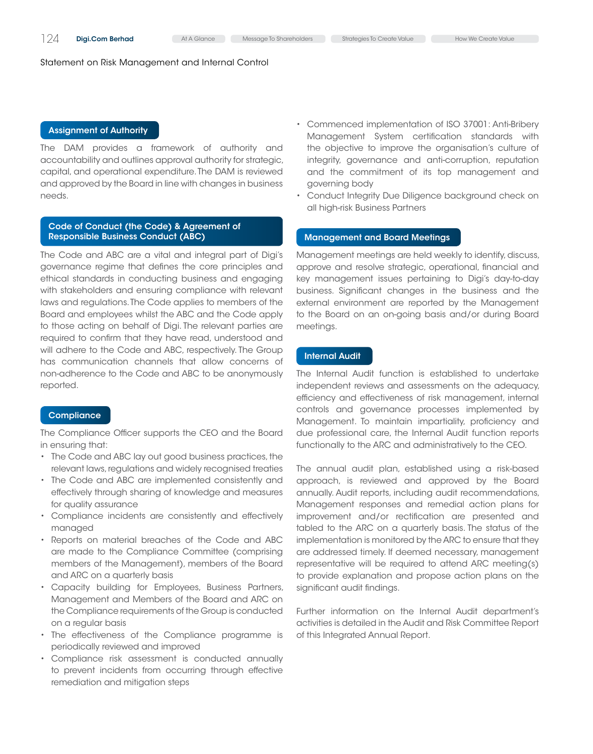Statement on Risk Management and Internal Control

## Assignment of Authority

The DAM provides a framework of authority and accountability and outlines approval authority for strategic, capital, and operational expenditure. The DAM is reviewed and approved by the Board in line with changes in business needs.

## Code of Conduct (the Code) & Agreement of Responsible Business Conduct (ABC)

The Code and ABC are a vital and integral part of Digi's governance regime that defines the core principles and ethical standards in conducting business and engaging with stakeholders and ensuring compliance with relevant laws and regulations. The Code applies to members of the Board and employees whilst the ABC and the Code apply to those acting on behalf of Digi. The relevant parties are required to confirm that they have read, understood and will adhere to the Code and ABC, respectively. The Group has communication channels that allow concerns of non-adherence to the Code and ABC to be anonymously reported.

## Compliance

The Compliance Officer supports the CEO and the Board in ensuring that:

- The Code and ABC lay out good business practices, the relevant laws, regulations and widely recognised treaties
- The Code and ABC are implemented consistently and effectively through sharing of knowledge and measures for quality assurance
- Compliance incidents are consistently and effectively managed
- Reports on material breaches of the Code and ABC are made to the Compliance Committee (comprising members of the Management), members of the Board and ARC on a quarterly basis
- Capacity building for Employees, Business Partners, Management and Members of the Board and ARC on the Compliance requirements of the Group is conducted on a regular basis
- The effectiveness of the Compliance programme is periodically reviewed and improved
- Compliance risk assessment is conducted annually to prevent incidents from occurring through effective remediation and mitigation steps
- Commenced implementation of ISO 37001: Anti-Bribery Management System certification standards with the objective to improve the organisation's culture of integrity, governance and anti-corruption, reputation and the commitment of its top management and governing body
- Conduct Integrity Due Diligence background check on all high-risk Business Partners

## Management and Board Meetings

Management meetings are held weekly to identify, discuss, approve and resolve strategic, operational, financial and key management issues pertaining to Digi's day-to-day business. Significant changes in the business and the external environment are reported by the Management to the Board on an on-going basis and/or during Board meetings.

## Internal Audit

The Internal Audit function is established to undertake independent reviews and assessments on the adequacy, efficiency and effectiveness of risk management, internal controls and governance processes implemented by Management. To maintain impartiality, proficiency and due professional care, the Internal Audit function reports functionally to the ARC and administratively to the CEO.

The annual audit plan, established using a risk-based approach, is reviewed and approved by the Board annually. Audit reports, including audit recommendations, Management responses and remedial action plans for improvement and/or rectification are presented and tabled to the ARC on a quarterly basis. The status of the implementation is monitored by the ARC to ensure that they are addressed timely. If deemed necessary, management representative will be required to attend ARC meeting(s) to provide explanation and propose action plans on the significant audit findings.

Further information on the Internal Audit department's activities is detailed in the Audit and Risk Committee Report of this Integrated Annual Report.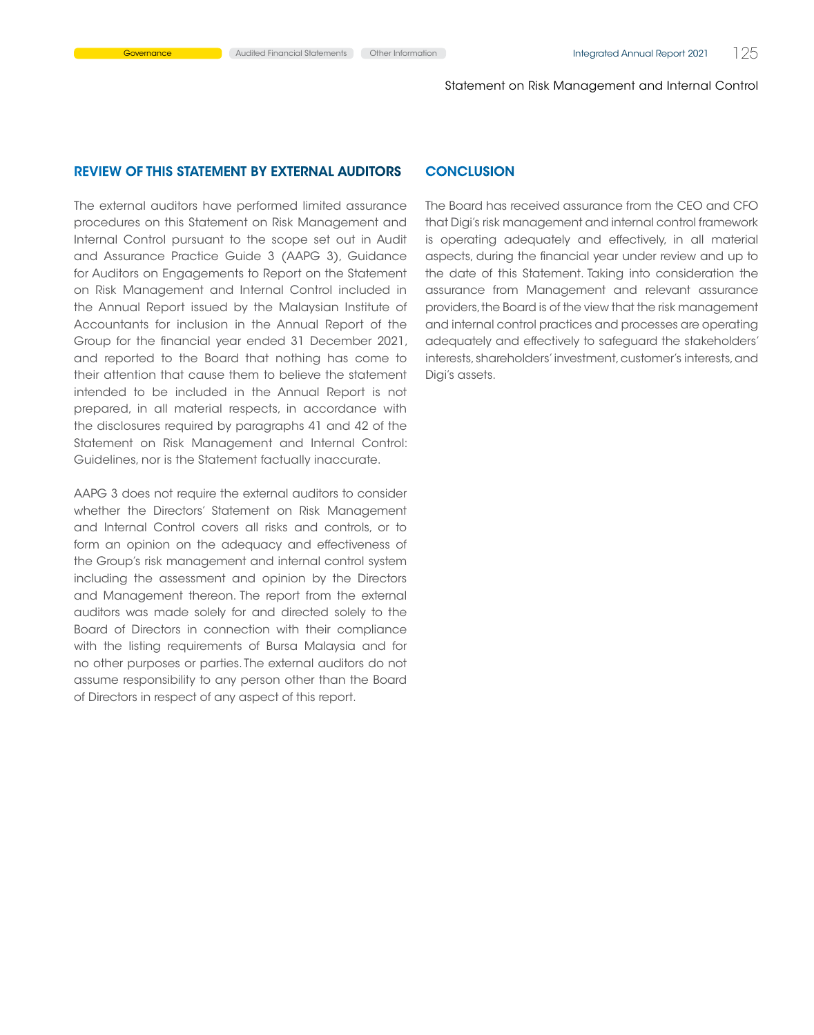## REVIEW OF THIS STATEMENT BY EXTERNAL AUDITORS

The external auditors have performed limited assurance procedures on this Statement on Risk Management and Internal Control pursuant to the scope set out in Audit and Assurance Practice Guide 3 (AAPG 3), Guidance for Auditors on Engagements to Report on the Statement on Risk Management and Internal Control included in the Annual Report issued by the Malaysian Institute of Accountants for inclusion in the Annual Report of the Group for the financial year ended 31 December 2021, and reported to the Board that nothing has come to their attention that cause them to believe the statement intended to be included in the Annual Report is not prepared, in all material respects, in accordance with the disclosures required by paragraphs 41 and 42 of the Statement on Risk Management and Internal Control: Guidelines, nor is the Statement factually inaccurate.

AAPG 3 does not require the external auditors to consider whether the Directors' Statement on Risk Management and Internal Control covers all risks and controls, or to form an opinion on the adequacy and effectiveness of the Group's risk management and internal control system including the assessment and opinion by the Directors and Management thereon. The report from the external auditors was made solely for and directed solely to the Board of Directors in connection with their compliance with the listing requirements of Bursa Malaysia and for no other purposes or parties. The external auditors do not assume responsibility to any person other than the Board of Directors in respect of any aspect of this report.

## CONCLUSION

The Board has received assurance from the CEO and CFO that Digi's risk management and internal control framework is operating adequately and effectively, in all material aspects, during the financial year under review and up to the date of this Statement. Taking into consideration the assurance from Management and relevant assurance providers, the Board is of the view that the risk management and internal control practices and processes are operating adequately and effectively to safeguard the stakeholders' interests, shareholders' investment, customer's interests, and Digi's assets.